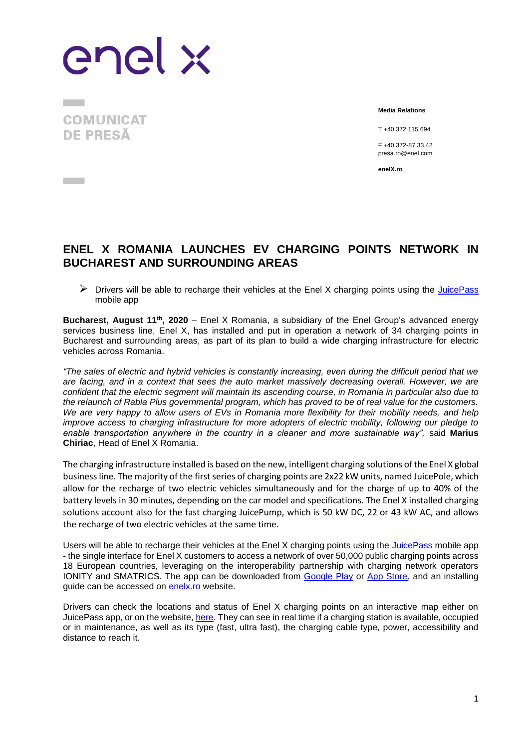enel x

**COMUNICAT DE PRESĂ**

**Media Relations**

T +40 372 115 694

F +40 372-87.33.42
presa.ro@enel.com

**enelX.ro**

## ENEL X ROMANIA LAUNCHES EV CHARGING POINTS NETWORK IN BUCHAREST AND SURROUNDING AREAS

- Drivers will be able to recharge their vehicles at the Enel X charging points using the JuicePass mobile app

**Bucharest, August 11th, 2020** – Enel X Romania, a subsidiary of the Enel Group's advanced energy services business line, Enel X, has installed and put in operation a network of 34 charging points in Bucharest and surrounding areas, as part of its plan to build a wide charging infrastructure for electric vehicles across Romania.

*"The sales of electric and hybrid vehicles is constantly increasing, even during the difficult period that we are facing, and in a context that sees the auto market massively decreasing overall. However, we are confident that the electric segment will maintain its ascending course, in Romania in particular also due to the relaunch of Rabla Plus governmental program, which has proved to be of real value for the customers. We are very happy to allow users of EVs in Romania more flexibility for their mobility needs, and help improve access to charging infrastructure for more adopters of electric mobility, following our pledge to enable transportation anywhere in the country in a cleaner and more sustainable way",* said **Marius Chiriac**, Head of Enel X Romania.

The charging infrastructure installed is based on the new, intelligent charging solutions of the Enel X global business line. The majority of the first series of charging points are 2x22 kW units, named JuicePole, which allow for the recharge of two electric vehicles simultaneously and for the charge of up to 40% of the battery levels in 30 minutes, depending on the car model and specifications. The Enel X installed charging solutions account also for the fast charging JuicePump, which is 50 kW DC, 22 or 43 kW AC, and allows the recharge of two electric vehicles at the same time.

Users will be able to recharge their vehicles at the Enel X charging points using the JuicePass mobile app - the single interface for Enel X customers to access a network of over 50,000 public charging points across 18 European countries, leveraging on the interoperability partnership with charging network operators IONITY and SMATRICS. The app can be downloaded from Google Play or App Store, and an installing guide can be accessed on enelx.ro website.

Drivers can check the locations and status of Enel X charging points on an interactive map either on JuicePass app, or on the website, here. They can see in real time if a charging station is available, occupied or in maintenance, as well as its type (fast, ultra fast), the charging cable type, power, accessibility and distance to reach it.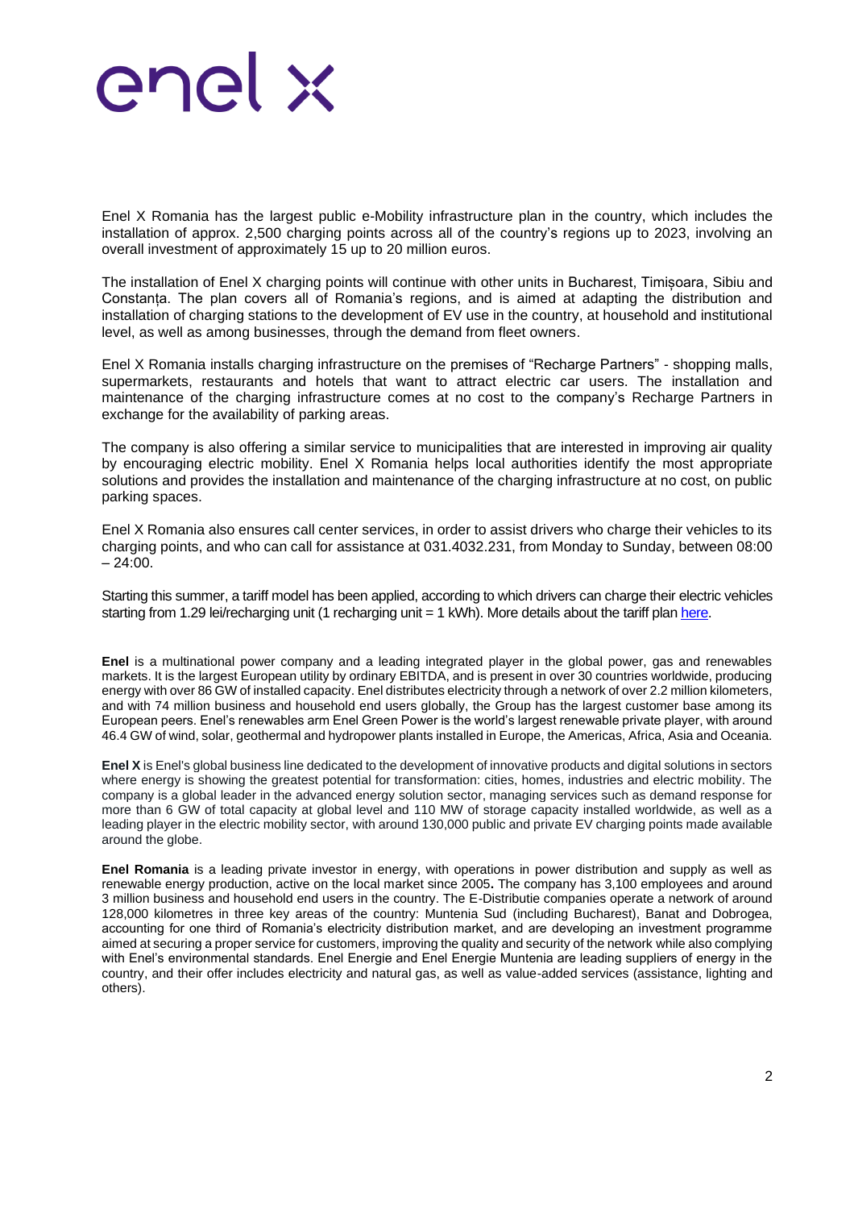Enel X Romania has the largest public e-Mobility infrastructure plan in the country, which includes the installation of approx. 2,500 charging points across all of the country's regions up to 2023, involving an overall investment of approximately 15 up to 20 million euros.

The installation of Enel X charging points will continue with other units in Bucharest, Timișoara, Sibiu and Constanța. The plan covers all of Romania's regions, and is aimed at adapting the distribution and installation of charging stations to the development of EV use in the country, at household and institutional level, as well as among businesses, through the demand from fleet owners.

Enel X Romania installs charging infrastructure on the premises of "Recharge Partners" - shopping malls, supermarkets, restaurants and hotels that want to attract electric car users. The installation and maintenance of the charging infrastructure comes at no cost to the company's Recharge Partners in exchange for the availability of parking areas.

The company is also offering a similar service to municipalities that are interested in improving air quality by encouraging electric mobility. Enel X Romania helps local authorities identify the most appropriate solutions and provides the installation and maintenance of the charging infrastructure at no cost, on public parking spaces.

Enel X Romania also ensures call center services, in order to assist drivers who charge their vehicles to its charging points, and who can call for assistance at 031.4032.231, from Monday to Sunday, between 08:00 – 24:00.

Starting this summer, a tariff model has been applied, according to which drivers can charge their electric vehicles starting from 1.29 lei/recharging unit (1 recharging unit = 1 kWh). More details about the tariff plan here.

**Enel** is a multinational power company and a leading integrated player in the global power, gas and renewables markets. It is the largest European utility by ordinary EBITDA, and is present in over 30 countries worldwide, producing energy with over 86 GW of installed capacity. Enel distributes electricity through a network of over 2.2 million kilometers, and with 74 million business and household end users globally, the Group has the largest customer base among its European peers. Enel's renewables arm Enel Green Power is the world's largest renewable private player, with around 46.4 GW of wind, solar, geothermal and hydropower plants installed in Europe, the Americas, Africa, Asia and Oceania.

**Enel X** is Enel's global business line dedicated to the development of innovative products and digital solutions in sectors where energy is showing the greatest potential for transformation: cities, homes, industries and electric mobility. The company is a global leader in the advanced energy solution sector, managing services such as demand response for more than 6 GW of total capacity at global level and 110 MW of storage capacity installed worldwide, as well as a leading player in the electric mobility sector, with around 130,000 public and private EV charging points made available around the globe.

**Enel Romania** is a leading private investor in energy, with operations in power distribution and supply as well as renewable energy production, active on the local market since 2005**.** The company has 3,100 employees and around 3 million business and household end users in the country. The E-Distributie companies operate a network of around 128,000 kilometres in three key areas of the country: Muntenia Sud (including Bucharest), Banat and Dobrogea, accounting for one third of Romania's electricity distribution market, and are developing an investment programme aimed at securing a proper service for customers, improving the quality and security of the network while also complying with Enel's environmental standards. Enel Energie and Enel Energie Muntenia are leading suppliers of energy in the country, and their offer includes electricity and natural gas, as well as value-added services (assistance, lighting and others).